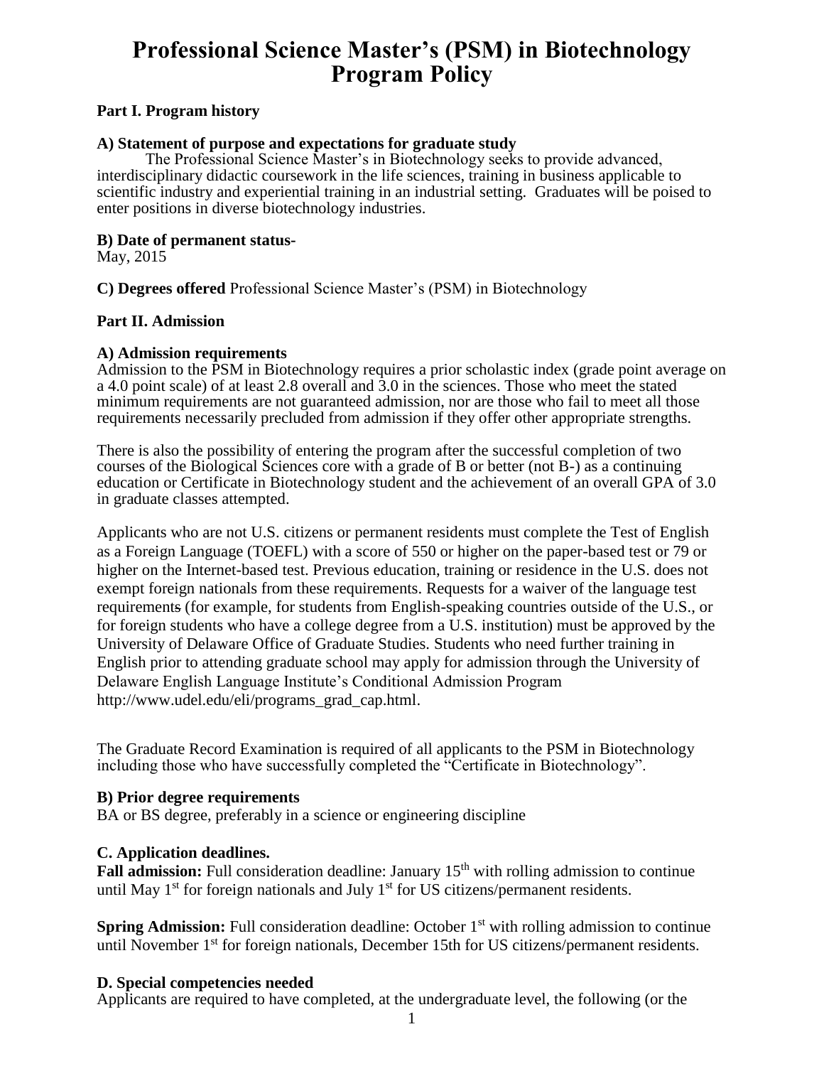# Professional Science Master's (PSM) in Biotechnology Program Policy

**Part I. Program history**

**A) Statement of purpose and expectations for graduate study**

The Professional Science Master's in Biotechnology seeks to provide advanced, interdisciplinary didactic coursework in the life sciences, training in business applicable to scientific industry and experiential training in an industrial setting. Graduates will be poised to enter positions in diverse biotechnology industries.

**B) Date of permanent status-**

May, 2015

**C) Degrees offered** Professional Science Master's (PSM) in Biotechnology

**Part II. Admission**

**A) Admission requirements**

Admission to the PSM in Biotechnology requires a prior scholastic index (grade point average on a 4.0 point scale) of at least 2.8 overall and 3.0 in the sciences. Those who meet the stated minimum requirements are not guaranteed admission, nor are those who fail to meet all those requirements necessarily precluded from admission if they offer other appropriate strengths.

There is also the possibility of entering the program after the successful completion of two courses of the Biological Sciences core with a grade of B or better (not B-) as a continuing education or Certificate in Biotechnology student and the achievement of an overall GPA of 3.0 in graduate classes attempted.

Applicants who are not U.S. citizens or permanent residents must complete the Test of English as a Foreign Language (TOEFL) with a score of 550 or higher on the paper-based test or 79 or higher on the Internet-based test. Previous education, training or residence in the U.S. does not exempt foreign nationals from these requirements. Requests for a waiver of the language test requirements (for example, for students from English-speaking countries outside of the U.S., or for foreign students who have a college degree from a U.S. institution) must be approved by the University of Delaware Office of Graduate Studies. Students who need further training in English prior to attending graduate school may apply for admission through the University of Delaware English Language Institute's Conditional Admission Program http://www.udel.edu/eli/programs_grad_cap.html.

The Graduate Record Examination is required of all applicants to the PSM in Biotechnology including those who have successfully completed the "Certificate in Biotechnology".

**B) Prior degree requirements**

BA or BS degree, preferably in a science or engineering discipline

**C. Application deadlines.**

**Fall admission:** Full consideration deadline: January 15th with rolling admission to continue until May 1st for foreign nationals and July 1st for US citizens/permanent residents.

**Spring Admission:** Full consideration deadline: October 1st with rolling admission to continue until November 1st for foreign nationals, December 15th for US citizens/permanent residents.

**D. Special competencies needed**

Applicants are required to have completed, at the undergraduate level, the following (or the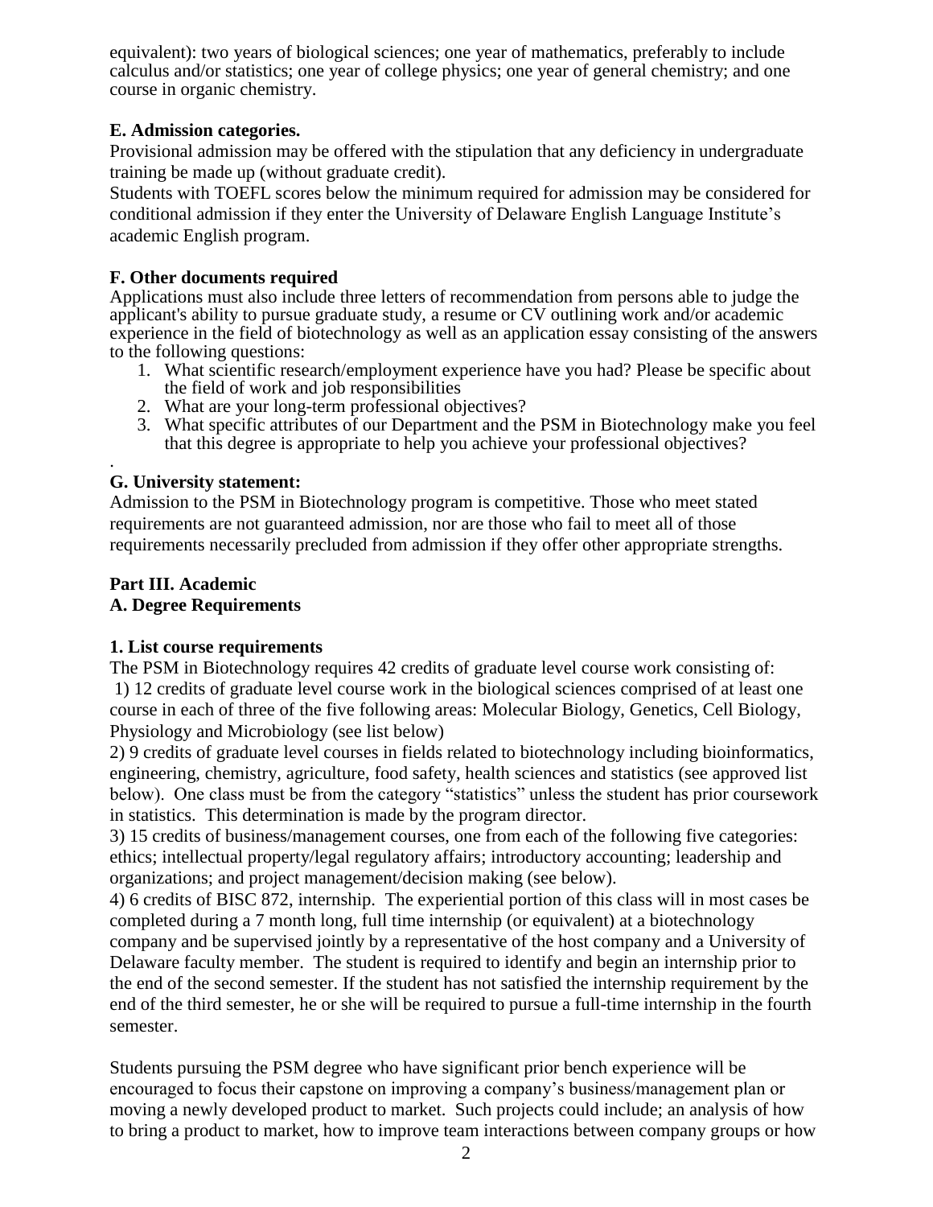equivalent): two years of biological sciences; one year of mathematics, preferably to include calculus and/or statistics; one year of college physics; one year of general chemistry; and one course in organic chemistry.

**E. Admission categories.**

Provisional admission may be offered with the stipulation that any deficiency in undergraduate training be made up (without graduate credit).

Students with TOEFL scores below the minimum required for admission may be considered for conditional admission if they enter the University of Delaware English Language Institute's academic English program.

**F. Other documents required**

Applications must also include three letters of recommendation from persons able to judge the applicant's ability to pursue graduate study, a resume or CV outlining work and/or academic experience in the field of biotechnology as well as an application essay consisting of the answers to the following questions:

1. What scientific research/employment experience have you had? Please be specific about the field of work and job responsibilities
2. What are your long-term professional objectives?
3. What specific attributes of our Department and the PSM in Biotechnology make you feel that this degree is appropriate to help you achieve your professional objectives?

.

**G. University statement:**

Admission to the PSM in Biotechnology program is competitive. Those who meet stated requirements are not guaranteed admission, nor are those who fail to meet all of those requirements necessarily precluded from admission if they offer other appropriate strengths.

## Part III. Academic

### A. Degree Requirements

**1. List course requirements**

The PSM in Biotechnology requires 42 credits of graduate level course work consisting of:

1) 12 credits of graduate level course work in the biological sciences comprised of at least one course in each of three of the five following areas: Molecular Biology, Genetics, Cell Biology, Physiology and Microbiology (see list below)

2) 9 credits of graduate level courses in fields related to biotechnology including bioinformatics, engineering, chemistry, agriculture, food safety, health sciences and statistics (see approved list below). One class must be from the category "statistics" unless the student has prior coursework in statistics. This determination is made by the program director.

3) 15 credits of business/management courses, one from each of the following five categories: ethics; intellectual property/legal regulatory affairs; introductory accounting; leadership and organizations; and project management/decision making (see below).

4) 6 credits of BISC 872, internship. The experiential portion of this class will in most cases be completed during a 7 month long, full time internship (or equivalent) at a biotechnology company and be supervised jointly by a representative of the host company and a University of Delaware faculty member. The student is required to identify and begin an internship prior to the end of the second semester. If the student has not satisfied the internship requirement by the end of the third semester, he or she will be required to pursue a full-time internship in the fourth semester.

Students pursuing the PSM degree who have significant prior bench experience will be encouraged to focus their capstone on improving a company's business/management plan or moving a newly developed product to market. Such projects could include; an analysis of how to bring a product to market, how to improve team interactions between company groups or how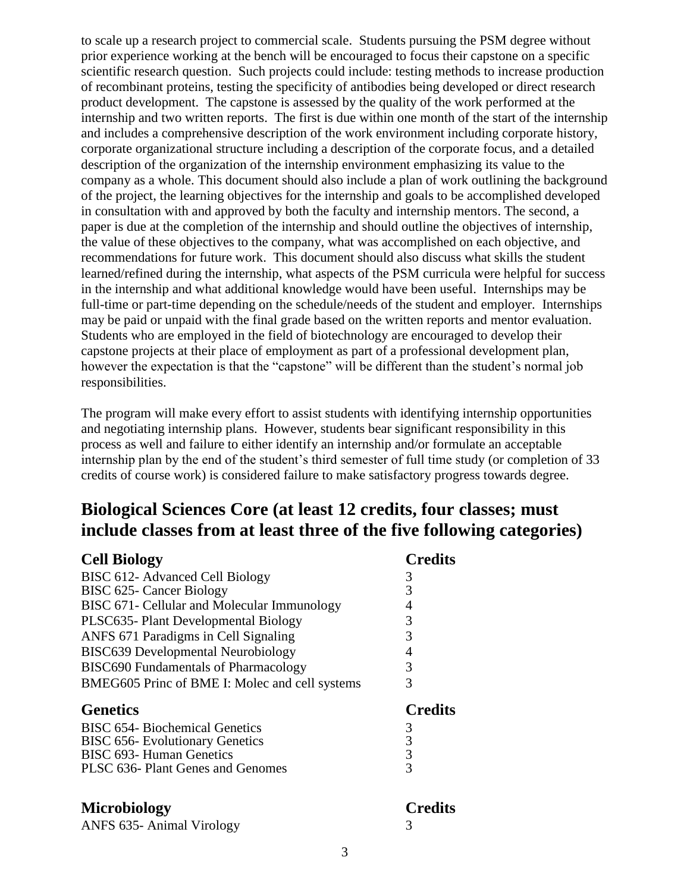to scale up a research project to commercial scale. Students pursuing the PSM degree without prior experience working at the bench will be encouraged to focus their capstone on a specific scientific research question. Such projects could include: testing methods to increase production of recombinant proteins, testing the specificity of antibodies being developed or direct research product development. The capstone is assessed by the quality of the work performed at the internship and two written reports. The first is due within one month of the start of the internship and includes a comprehensive description of the work environment including corporate history, corporate organizational structure including a description of the corporate focus, and a detailed description of the organization of the internship environment emphasizing its value to the company as a whole. This document should also include a plan of work outlining the background of the project, the learning objectives for the internship and goals to be accomplished developed in consultation with and approved by both the faculty and internship mentors. The second, a paper is due at the completion of the internship and should outline the objectives of internship, the value of these objectives to the company, what was accomplished on each objective, and recommendations for future work. This document should also discuss what skills the student learned/refined during the internship, what aspects of the PSM curricula were helpful for success in the internship and what additional knowledge would have been useful. Internships may be full-time or part-time depending on the schedule/needs of the student and employer. Internships may be paid or unpaid with the final grade based on the written reports and mentor evaluation. Students who are employed in the field of biotechnology are encouraged to develop their capstone projects at their place of employment as part of a professional development plan, however the expectation is that the "capstone" will be different than the student's normal job responsibilities.

The program will make every effort to assist students with identifying internship opportunities and negotiating internship plans. However, students bear significant responsibility in this process as well and failure to either identify an internship and/or formulate an acceptable internship plan by the end of the student's third semester of full time study (or completion of 33 credits of course work) is considered failure to make satisfactory progress towards degree.

## Biological Sciences Core (at least 12 credits, four classes; must include classes from at least three of the five following categories)

| Cell Biology | Credits |
|---|---|
| BISC 612- Advanced Cell Biology | 3 |
| BISC 625- Cancer Biology | 3 |
| BISC 671- Cellular and Molecular Immunology | 4 |
| PLSC635- Plant Developmental Biology | 3 |
| ANFS 671 Paradigms in Cell Signaling | 3 |
| BISC639 Developmental Neurobiology | 4 |
| BISC690 Fundamentals of Pharmacology | 3 |
| BMEG605 Princ of BME I: Molec and cell systems | 3 |

| Genetics | Credits |
|---|---|
| BISC 654- Biochemical Genetics | 3 |
| BISC 656- Evolutionary Genetics | 3 |
| BISC 693- Human Genetics | 3 |
| PLSC 636- Plant Genes and Genomes | 3 |

| Microbiology | Credits |
|---|---|
| ANFS 635- Animal Virology | 3 |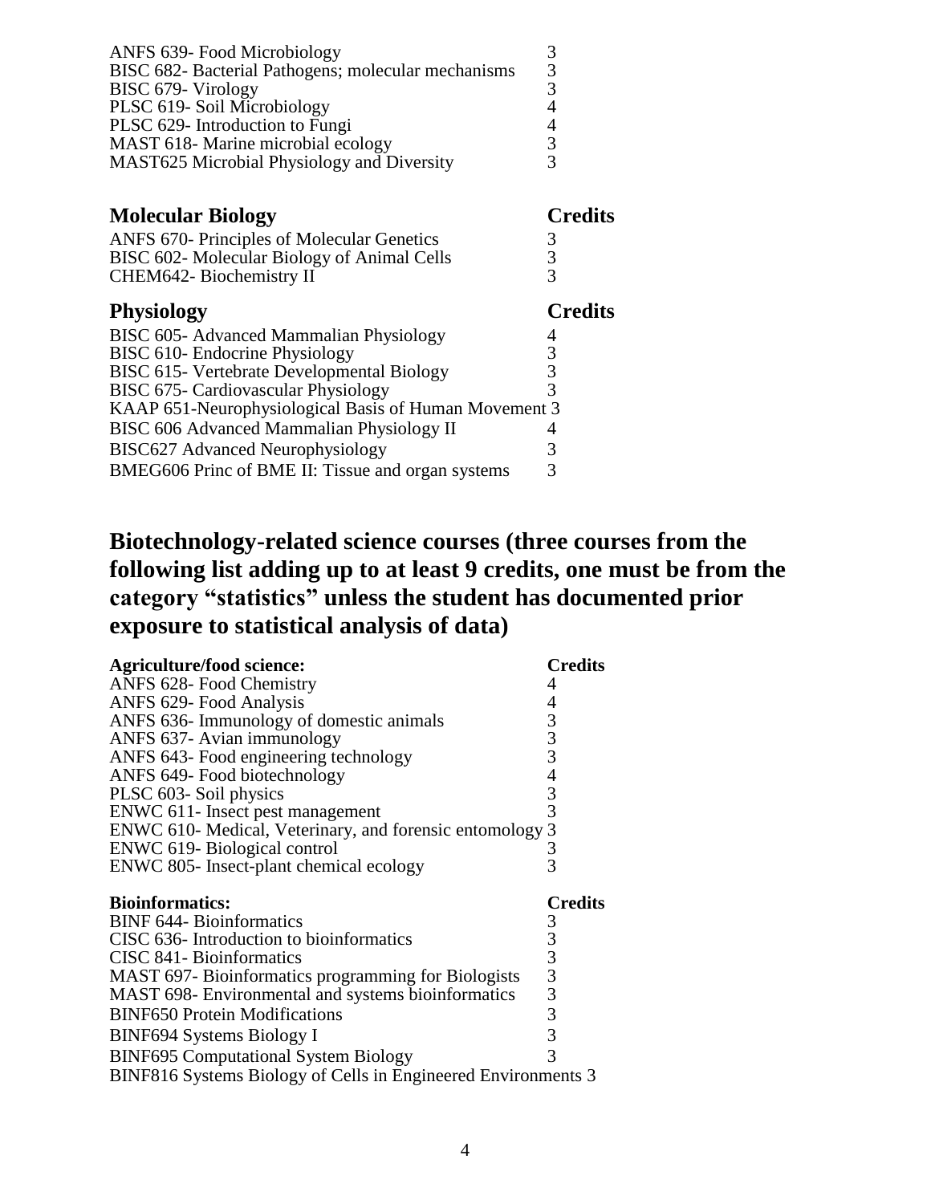| | |
|---|---|
| ANFS 639- Food Microbiology | 3 |
| BISC 682- Bacterial Pathogens; molecular mechanisms | 3 |
| BISC 679- Virology | 3 |
| PLSC 619- Soil Microbiology | 4 |
| PLSC 629- Introduction to Fungi | 4 |
| MAST 618- Marine microbial ecology | 3 |
| MAST625 Microbial Physiology and Diversity | 3 |

| Molecular Biology | Credits |
|---|---|
| ANFS 670- Principles of Molecular Genetics | 3 |
| BISC 602- Molecular Biology of Animal Cells | 3 |
| CHEM642- Biochemistry II | 3 |

| Physiology | Credits |
|---|---|
| BISC 605- Advanced Mammalian Physiology | 4 |
| BISC 610- Endocrine Physiology | 3 |
| BISC 615- Vertebrate Developmental Biology | 3 |
| BISC 675- Cardiovascular Physiology | 3 |
| KAAP 651-Neurophysiological Basis of Human Movement | 3 |
| BISC 606 Advanced Mammalian Physiology II | 4 |
| BISC627 Advanced Neurophysiology | 3 |
| BMEG606 Princ of BME II: Tissue and organ systems | 3 |

## Biotechnology-related science courses (three courses from the following list adding up to at least 9 credits, one must be from the category "statistics" unless the student has documented prior exposure to statistical analysis of data)

| Agriculture/food science: | Credits |
|---|---|
| ANFS 628- Food Chemistry | 4 |
| ANFS 629- Food Analysis | 4 |
| ANFS 636- Immunology of domestic animals | 3 |
| ANFS 637- Avian immunology | 3 |
| ANFS 643- Food engineering technology | 3 |
| ANFS 649- Food biotechnology | 4 |
| PLSC 603- Soil physics | 3 |
| ENWC 611- Insect pest management | 3 |
| ENWC 610- Medical, Veterinary, and forensic entomology | 3 |
| ENWC 619- Biological control | 3 |
| ENWC 805- Insect-plant chemical ecology | 3 |

| Bioinformatics: | Credits |
|---|---|
| BINF 644- Bioinformatics | 3 |
| CISC 636- Introduction to bioinformatics | 3 |
| CISC 841- Bioinformatics | 3 |
| MAST 697- Bioinformatics programming for Biologists | 3 |
| MAST 698- Environmental and systems bioinformatics | 3 |
| BINF650 Protein Modifications | 3 |
| BINF694 Systems Biology I | 3 |
| BINF695 Computational System Biology | 3 |
| BINF816 Systems Biology of Cells in Engineered Environments | 3 |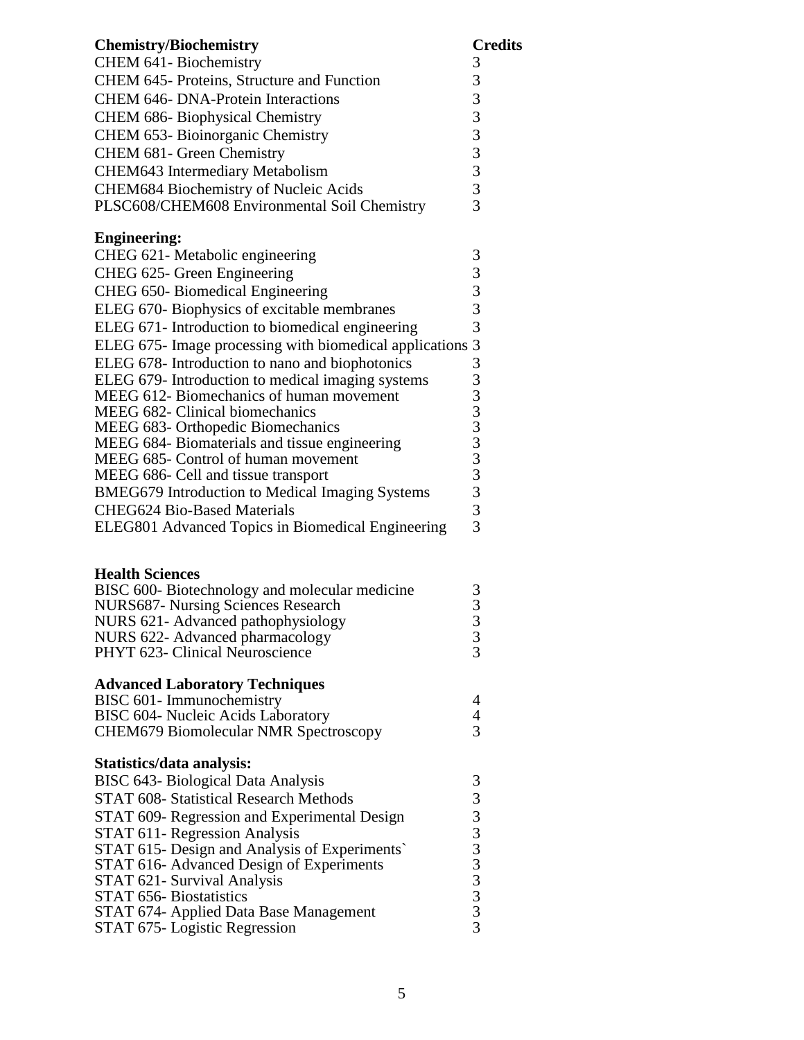| Chemistry/Biochemistry | Credits |
|---|---|
| CHEM 641- Biochemistry | 3 |
| CHEM 645- Proteins, Structure and Function | 3 |
| CHEM 646- DNA-Protein Interactions | 3 |
| CHEM 686- Biophysical Chemistry | 3 |
| CHEM 653- Bioinorganic Chemistry | 3 |
| CHEM 681- Green Chemistry | 3 |
| CHEM643 Intermediary Metabolism | 3 |
| CHEM684 Biochemistry of Nucleic Acids | 3 |
| PLSC608/CHEM608 Environmental Soil Chemistry | 3 |

| Engineering: | |
|---|---|
| CHEG 621- Metabolic engineering | 3 |
| CHEG 625- Green Engineering | 3 |
| CHEG 650- Biomedical Engineering | 3 |
| ELEG 670- Biophysics of excitable membranes | 3 |
| ELEG 671- Introduction to biomedical engineering | 3 |
| ELEG 675- Image processing with biomedical applications | 3 |
| ELEG 678- Introduction to nano and biophotonics | 3 |
| ELEG 679- Introduction to medical imaging systems | 3 |
| MEEG 612- Biomechanics of human movement | 3 |
| MEEG 682- Clinical biomechanics | 3 |
| MEEG 683- Orthopedic Biomechanics | 3 |
| MEEG 684- Biomaterials and tissue engineering | 3 |
| MEEG 685- Control of human movement | 3 |
| MEEG 686- Cell and tissue transport | 3 |
| BMEG679 Introduction to Medical Imaging Systems | 3 |
| CHEG624 Bio-Based Materials | 3 |
| ELEG801 Advanced Topics in Biomedical Engineering | 3 |

| Health Sciences | |
|---|---|
| BISC 600- Biotechnology and molecular medicine | 3 |
| NURS687- Nursing Sciences Research | 3 |
| NURS 621- Advanced pathophysiology | 3 |
| NURS 622- Advanced pharmacology | 3 |
| PHYT 623- Clinical Neuroscience | 3 |

| Advanced Laboratory Techniques | |
|---|---|
| BISC 601- Immunochemistry | 4 |
| BISC 604- Nucleic Acids Laboratory | 4 |
| CHEM679 Biomolecular NMR Spectroscopy | 3 |

| Statistics/data analysis: | |
|---|---|
| BISC 643- Biological Data Analysis | 3 |
| STAT 608- Statistical Research Methods | 3 |
| STAT 609- Regression and Experimental Design | 3 |
| STAT 611- Regression Analysis | 3 |
| STAT 615- Design and Analysis of Experiments` | 3 |
| STAT 616- Advanced Design of Experiments | 3 |
| STAT 621- Survival Analysis | 3 |
| STAT 656- Biostatistics | 3 |
| STAT 674- Applied Data Base Management | 3 |
| STAT 675- Logistic Regression | 3 |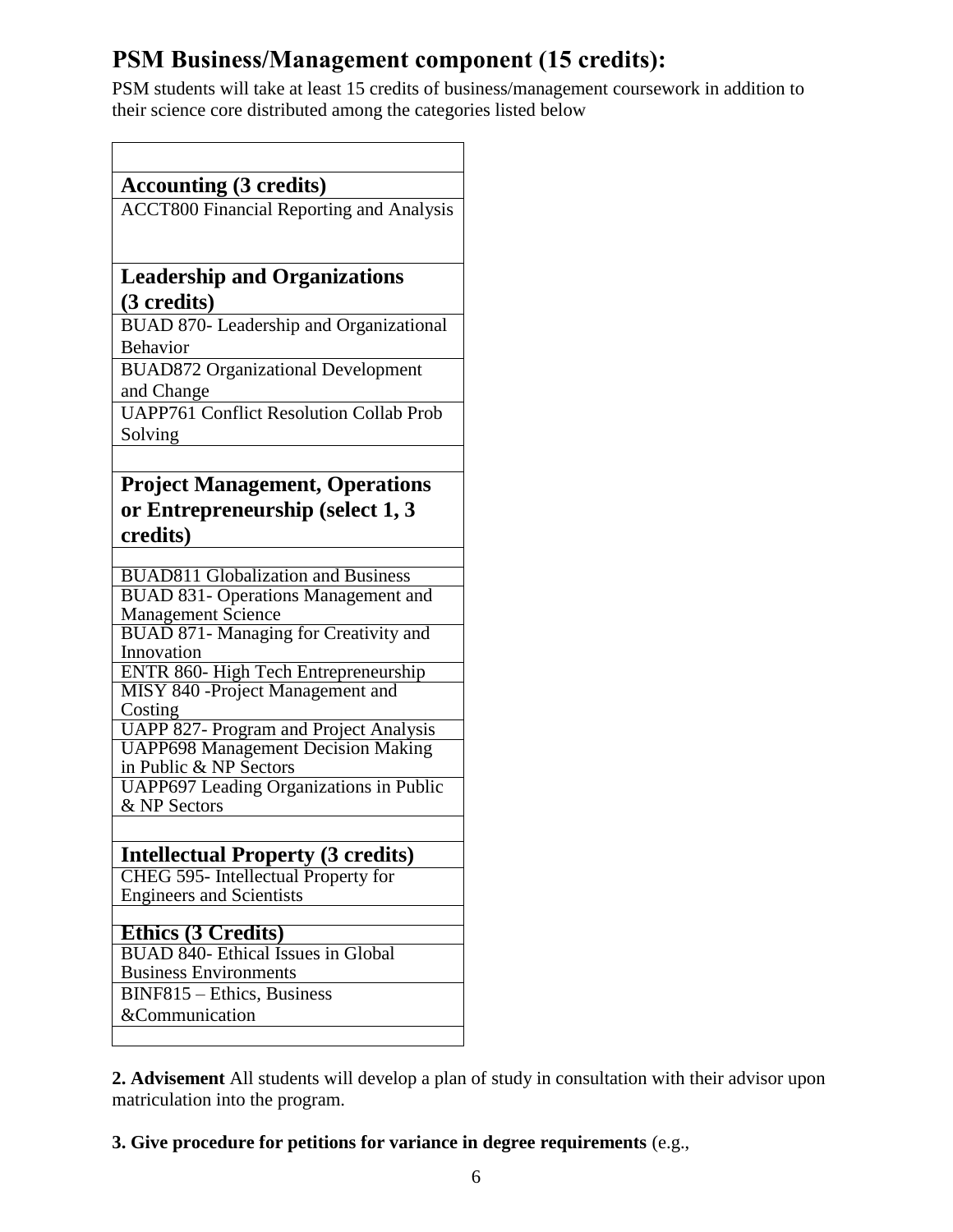## PSM Business/Management component (15 credits):

PSM students will take at least 15 credits of business/management coursework in addition to their science core distributed among the categories listed below

| |
|---|
| **Accounting (3 credits)** |
| ACCT800 Financial Reporting and Analysis |
| **Leadership and Organizations (3 credits)** |
| BUAD 870- Leadership and Organizational Behavior |
| BUAD872 Organizational Development and Change |
| UAPP761 Conflict Resolution Collab Prob Solving |
| |
| **Project Management, Operations or Entrepreneurship (select 1, 3 credits)** |
| |
| BUAD811 Globalization and Business |
| BUAD 831- Operations Management and Management Science |
| BUAD 871- Managing for Creativity and Innovation |
| ENTR 860- High Tech Entrepreneurship |
| MISY 840 -Project Management and Costing |
| UAPP 827- Program and Project Analysis |
| UAPP698 Management Decision Making in Public & NP Sectors |
| UAPP697 Leading Organizations in Public & NP Sectors |
| |
| **Intellectual Property (3 credits)** |
| CHEG 595- Intellectual Property for Engineers and Scientists |
| |
| **Ethics (3 Credits)** |
| BUAD 840- Ethical Issues in Global Business Environments |
| BINF815 – Ethics, Business &Communication |
| |

**2. Advisement** All students will develop a plan of study in consultation with their advisor upon matriculation into the program.

**3. Give procedure for petitions for variance in degree requirements** (e.g.,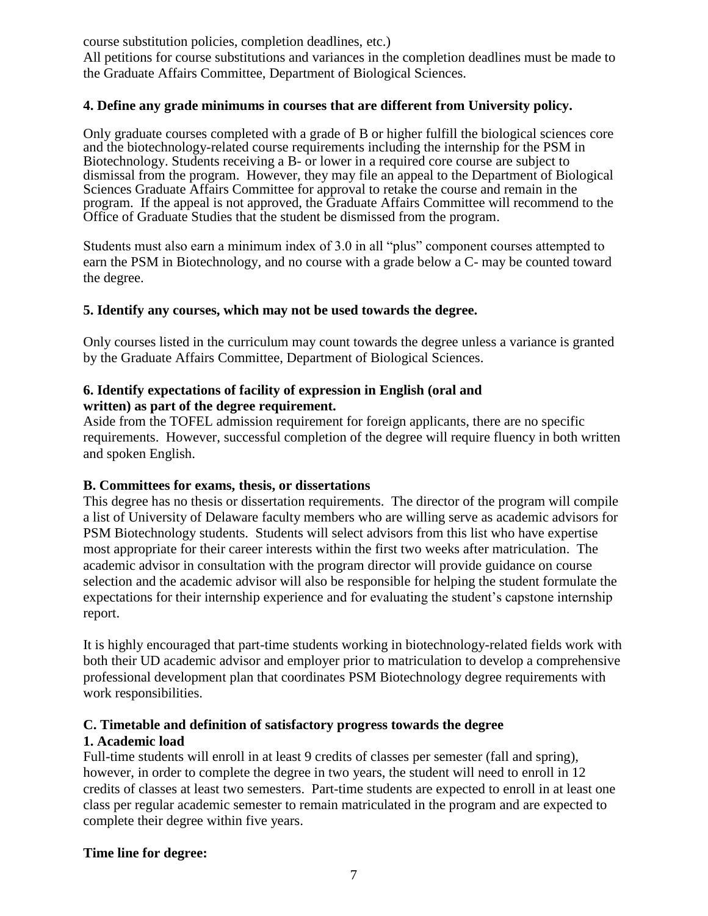course substitution policies, completion deadlines, etc.)

All petitions for course substitutions and variances in the completion deadlines must be made to the Graduate Affairs Committee, Department of Biological Sciences.

**4. Define any grade minimums in courses that are different from University policy.**

Only graduate courses completed with a grade of B or higher fulfill the biological sciences core and the biotechnology-related course requirements including the internship for the PSM in Biotechnology. Students receiving a B- or lower in a required core course are subject to dismissal from the program. However, they may file an appeal to the Department of Biological Sciences Graduate Affairs Committee for approval to retake the course and remain in the program. If the appeal is not approved, the Graduate Affairs Committee will recommend to the Office of Graduate Studies that the student be dismissed from the program.

Students must also earn a minimum index of 3.0 in all "plus" component courses attempted to earn the PSM in Biotechnology, and no course with a grade below a C- may be counted toward the degree.

**5. Identify any courses, which may not be used towards the degree.**

Only courses listed in the curriculum may count towards the degree unless a variance is granted by the Graduate Affairs Committee, Department of Biological Sciences.

**6. Identify expectations of facility of expression in English (oral and written) as part of the degree requirement.**

Aside from the TOFEL admission requirement for foreign applicants, there are no specific requirements. However, successful completion of the degree will require fluency in both written and spoken English.

**B. Committees for exams, thesis, or dissertations**

This degree has no thesis or dissertation requirements. The director of the program will compile a list of University of Delaware faculty members who are willing serve as academic advisors for PSM Biotechnology students. Students will select advisors from this list who have expertise most appropriate for their career interests within the first two weeks after matriculation. The academic advisor in consultation with the program director will provide guidance on course selection and the academic advisor will also be responsible for helping the student formulate the expectations for their internship experience and for evaluating the student's capstone internship report.

It is highly encouraged that part-time students working in biotechnology-related fields work with both their UD academic advisor and employer prior to matriculation to develop a comprehensive professional development plan that coordinates PSM Biotechnology degree requirements with work responsibilities.

**C. Timetable and definition of satisfactory progress towards the degree**

**1. Academic load**

Full-time students will enroll in at least 9 credits of classes per semester (fall and spring), however, in order to complete the degree in two years, the student will need to enroll in 12 credits of classes at least two semesters. Part-time students are expected to enroll in at least one class per regular academic semester to remain matriculated in the program and are expected to complete their degree within five years.

**Time line for degree:**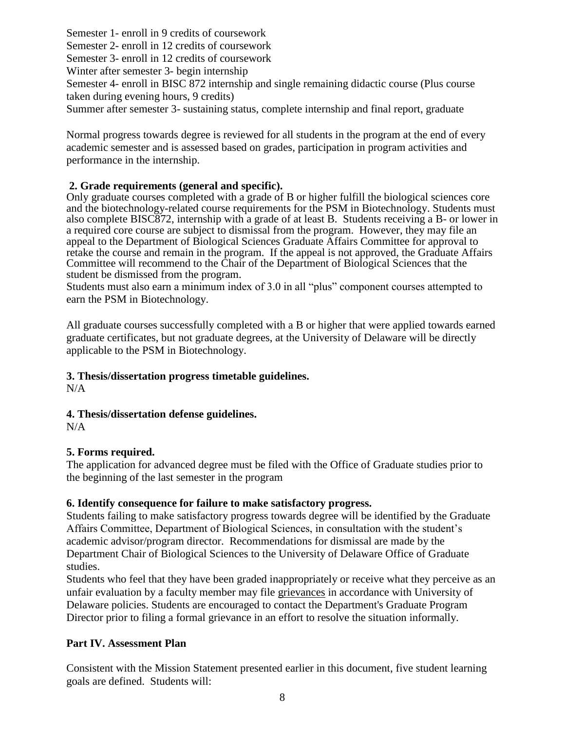Semester 1- enroll in 9 credits of coursework
Semester 2- enroll in 12 credits of coursework
Semester 3- enroll in 12 credits of coursework
Winter after semester 3- begin internship
Semester 4- enroll in BISC 872 internship and single remaining didactic course (Plus course taken during evening hours, 9 credits)
Summer after semester 3- sustaining status, complete internship and final report, graduate

Normal progress towards degree is reviewed for all students in the program at the end of every academic semester and is assessed based on grades, participation in program activities and performance in the internship.

**2. Grade requirements (general and specific).**

Only graduate courses completed with a grade of B or higher fulfill the biological sciences core and the biotechnology-related course requirements for the PSM in Biotechnology. Students must also complete BISC872, internship with a grade of at least B. Students receiving a B- or lower in a required core course are subject to dismissal from the program. However, they may file an appeal to the Department of Biological Sciences Graduate Affairs Committee for approval to retake the course and remain in the program. If the appeal is not approved, the Graduate Affairs Committee will recommend to the Chair of the Department of Biological Sciences that the student be dismissed from the program.

Students must also earn a minimum index of 3.0 in all "plus" component courses attempted to earn the PSM in Biotechnology.

All graduate courses successfully completed with a B or higher that were applied towards earned graduate certificates, but not graduate degrees, at the University of Delaware will be directly applicable to the PSM in Biotechnology.

**3. Thesis/dissertation progress timetable guidelines.**

N/A

**4. Thesis/dissertation defense guidelines.**

N/A

**5. Forms required.**

The application for advanced degree must be filed with the Office of Graduate studies prior to the beginning of the last semester in the program

**6. Identify consequence for failure to make satisfactory progress.**

Students failing to make satisfactory progress towards degree will be identified by the Graduate Affairs Committee, Department of Biological Sciences, in consultation with the student's academic advisor/program director. Recommendations for dismissal are made by the Department Chair of Biological Sciences to the University of Delaware Office of Graduate studies.

Students who feel that they have been graded inappropriately or receive what they perceive as an unfair evaluation by a faculty member may file grievances in accordance with University of Delaware policies. Students are encouraged to contact the Department's Graduate Program Director prior to filing a formal grievance in an effort to resolve the situation informally.

## Part IV. Assessment Plan

Consistent with the Mission Statement presented earlier in this document, five student learning goals are defined. Students will: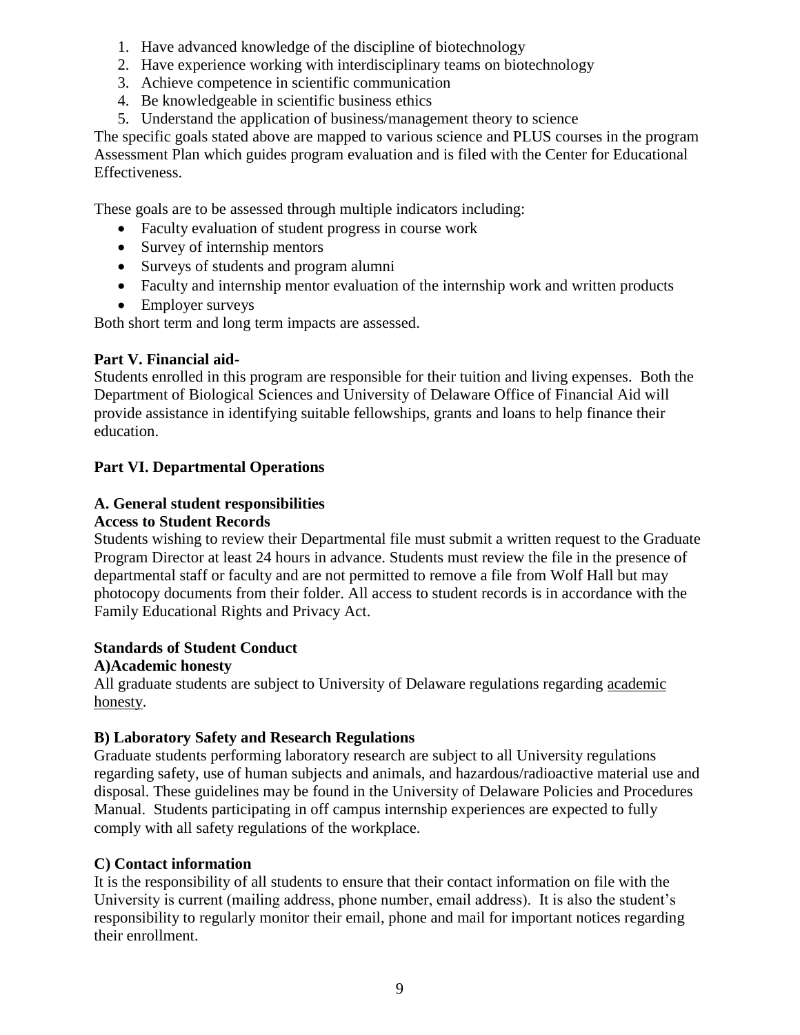1. Have advanced knowledge of the discipline of biotechnology
2. Have experience working with interdisciplinary teams on biotechnology
3. Achieve competence in scientific communication
4. Be knowledgeable in scientific business ethics
5. Understand the application of business/management theory to science

The specific goals stated above are mapped to various science and PLUS courses in the program Assessment Plan which guides program evaluation and is filed with the Center for Educational Effectiveness.

These goals are to be assessed through multiple indicators including:

- Faculty evaluation of student progress in course work
- Survey of internship mentors
- Surveys of students and program alumni
- Faculty and internship mentor evaluation of the internship work and written products
- Employer surveys

Both short term and long term impacts are assessed.

**Part V. Financial aid**-

Students enrolled in this program are responsible for their tuition and living expenses. Both the Department of Biological Sciences and University of Delaware Office of Financial Aid will provide assistance in identifying suitable fellowships, grants and loans to help finance their education.

**Part VI. Departmental Operations**

**A. General student responsibilities**

**Access to Student Records**

Students wishing to review their Departmental file must submit a written request to the Graduate Program Director at least 24 hours in advance. Students must review the file in the presence of departmental staff or faculty and are not permitted to remove a file from Wolf Hall but may photocopy documents from their folder. All access to student records is in accordance with the Family Educational Rights and Privacy Act.

**Standards of Student Conduct**

**A)Academic honesty**

All graduate students are subject to University of Delaware regulations regarding academic honesty.

**B) Laboratory Safety and Research Regulations**

Graduate students performing laboratory research are subject to all University regulations regarding safety, use of human subjects and animals, and hazardous/radioactive material use and disposal. These guidelines may be found in the University of Delaware Policies and Procedures Manual. Students participating in off campus internship experiences are expected to fully comply with all safety regulations of the workplace.

**C) Contact information**

It is the responsibility of all students to ensure that their contact information on file with the University is current (mailing address, phone number, email address). It is also the student's responsibility to regularly monitor their email, phone and mail for important notices regarding their enrollment.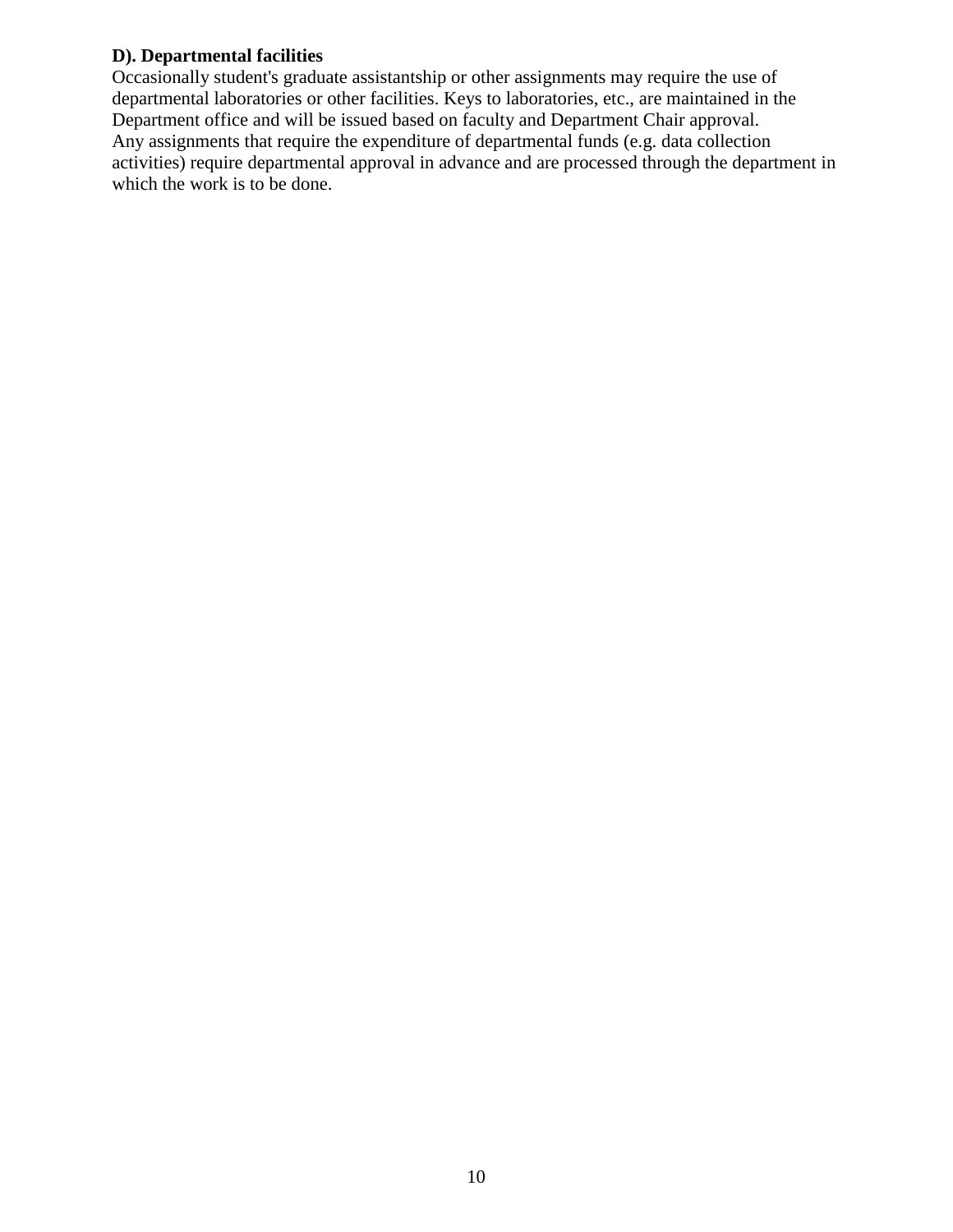**D). Departmental facilities**

Occasionally student's graduate assistantship or other assignments may require the use of departmental laboratories or other facilities. Keys to laboratories, etc., are maintained in the Department office and will be issued based on faculty and Department Chair approval.
Any assignments that require the expenditure of departmental funds (e.g. data collection activities) require departmental approval in advance and are processed through the department in which the work is to be done.